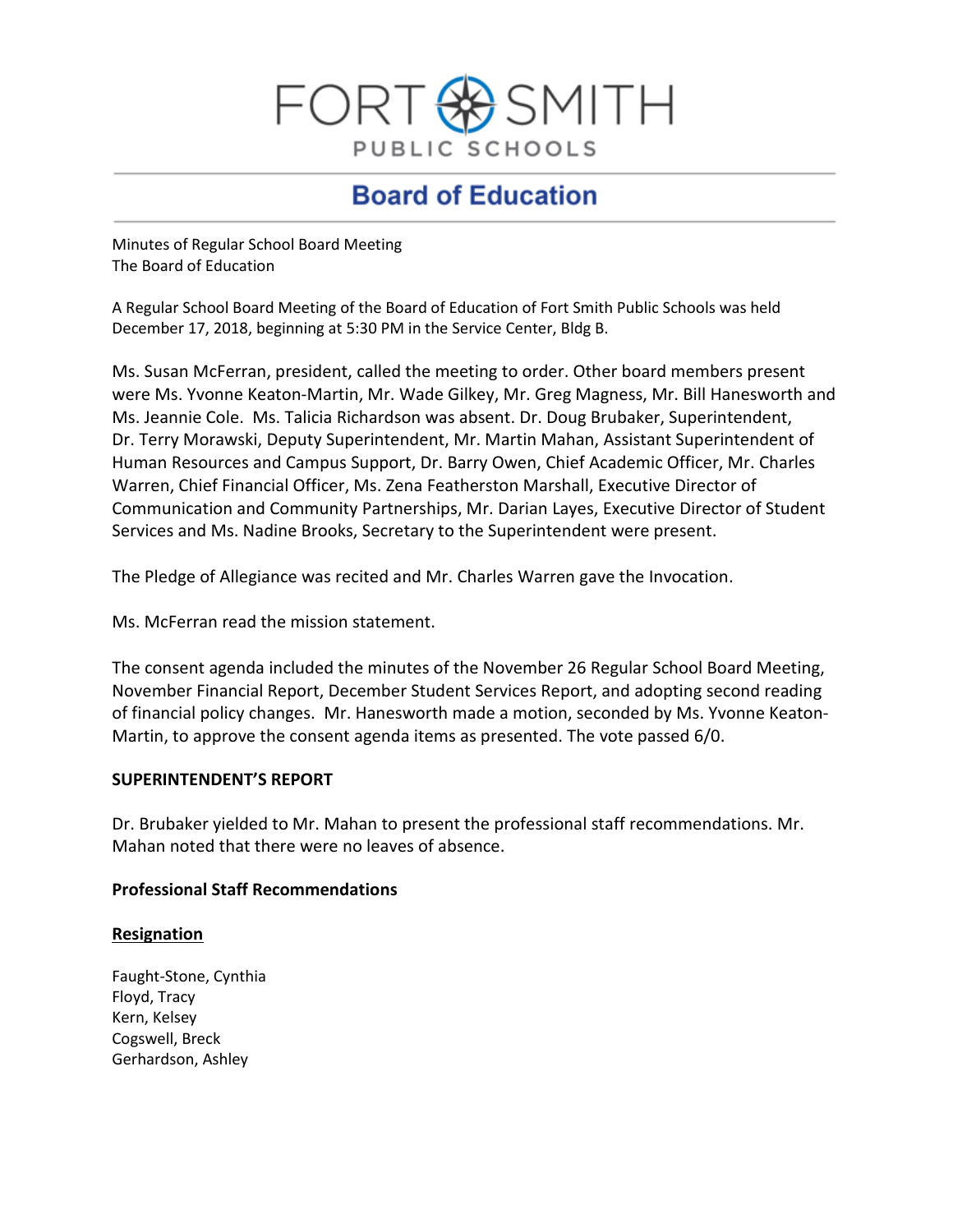# FORT SMITH PUBLIC SCHOOLS

## Board of Education

Minutes of Regular School Board Meeting
The Board of Education

A Regular School Board Meeting of the Board of Education of Fort Smith Public Schools was held December 17, 2018, beginning at 5:30 PM in the Service Center, Bldg B.

Ms. Susan McFerran, president, called the meeting to order. Other board members present were Ms. Yvonne Keaton-Martin, Mr. Wade Gilkey, Mr. Greg Magness, Mr. Bill Hanesworth and Ms. Jeannie Cole. Ms. Talicia Richardson was absent. Dr. Doug Brubaker, Superintendent, Dr. Terry Morawski, Deputy Superintendent, Mr. Martin Mahan, Assistant Superintendent of Human Resources and Campus Support, Dr. Barry Owen, Chief Academic Officer, Mr. Charles Warren, Chief Financial Officer, Ms. Zena Featherston Marshall, Executive Director of Communication and Community Partnerships, Mr. Darian Layes, Executive Director of Student Services and Ms. Nadine Brooks, Secretary to the Superintendent were present.

The Pledge of Allegiance was recited and Mr. Charles Warren gave the Invocation.

Ms. McFerran read the mission statement.

The consent agenda included the minutes of the November 26 Regular School Board Meeting, November Financial Report, December Student Services Report, and adopting second reading of financial policy changes. Mr. Hanesworth made a motion, seconded by Ms. Yvonne Keaton-Martin, to approve the consent agenda items as presented. The vote passed 6/0.

**SUPERINTENDENT'S REPORT**

Dr. Brubaker yielded to Mr. Mahan to present the professional staff recommendations. Mr. Mahan noted that there were no leaves of absence.

**Professional Staff Recommendations**

**Resignation**

Faught-Stone, Cynthia
Floyd, Tracy
Kern, Kelsey
Cogswell, Breck
Gerhardson, Ashley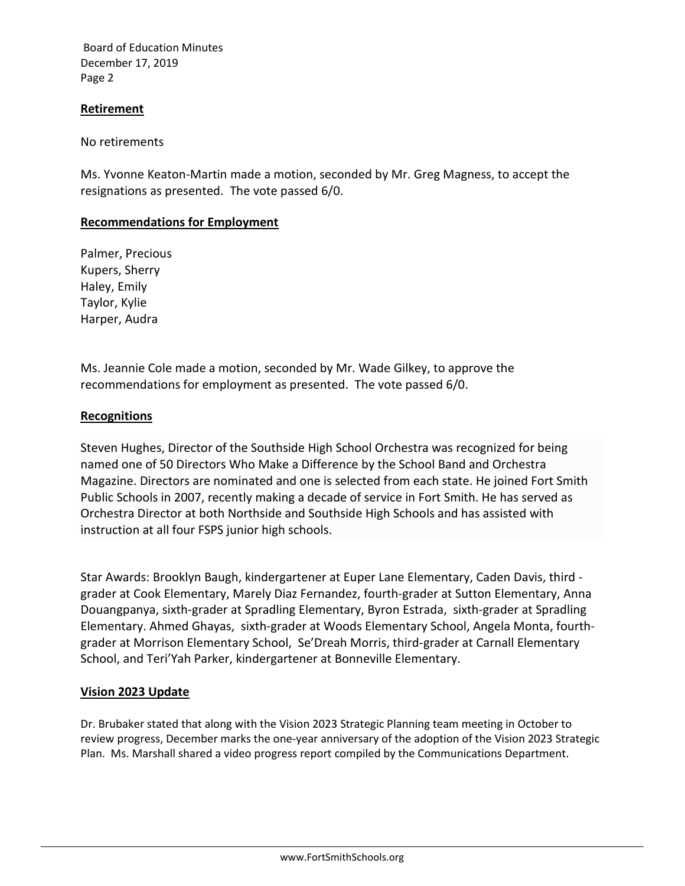## Retirement

No retirements

Ms. Yvonne Keaton-Martin made a motion, seconded by Mr. Greg Magness, to accept the resignations as presented. The vote passed 6/0.

## Recommendations for Employment

Palmer, Precious
Kupers, Sherry
Haley, Emily
Taylor, Kylie
Harper, Audra

Ms. Jeannie Cole made a motion, seconded by Mr. Wade Gilkey, to approve the recommendations for employment as presented. The vote passed 6/0.

## Recognitions

Steven Hughes, Director of the Southside High School Orchestra was recognized for being named one of 50 Directors Who Make a Difference by the School Band and Orchestra Magazine. Directors are nominated and one is selected from each state. He joined Fort Smith Public Schools in 2007, recently making a decade of service in Fort Smith. He has served as Orchestra Director at both Northside and Southside High Schools and has assisted with instruction at all four FSPS junior high schools.

Star Awards: Brooklyn Baugh, kindergartener at Euper Lane Elementary, Caden Davis, third - grader at Cook Elementary, Marely Diaz Fernandez, fourth-grader at Sutton Elementary, Anna Douangpanya, sixth-grader at Spradling Elementary, Byron Estrada, sixth-grader at Spradling Elementary. Ahmed Ghayas, sixth-grader at Woods Elementary School, Angela Monta, fourth-grader at Morrison Elementary School, Se'Dreah Morris, third-grader at Carnall Elementary School, and Teri'Yah Parker, kindergartener at Bonneville Elementary.

## Vision 2023 Update

Dr. Brubaker stated that along with the Vision 2023 Strategic Planning team meeting in October to review progress, December marks the one-year anniversary of the adoption of the Vision 2023 Strategic Plan. Ms. Marshall shared a video progress report compiled by the Communications Department.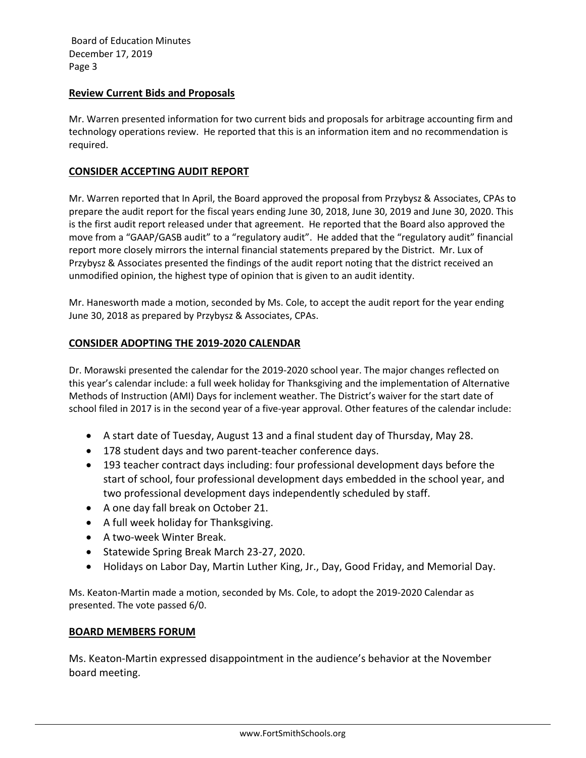## Review Current Bids and Proposals

Mr. Warren presented information for two current bids and proposals for arbitrage accounting firm and technology operations review. He reported that this is an information item and no recommendation is required.

## CONSIDER ACCEPTING AUDIT REPORT

Mr. Warren reported that In April, the Board approved the proposal from Przybysz & Associates, CPAs to prepare the audit report for the fiscal years ending June 30, 2018, June 30, 2019 and June 30, 2020. This is the first audit report released under that agreement. He reported that the Board also approved the move from a "GAAP/GASB audit" to a "regulatory audit". He added that the "regulatory audit" financial report more closely mirrors the internal financial statements prepared by the District. Mr. Lux of Przybysz & Associates presented the findings of the audit report noting that the district received an unmodified opinion, the highest type of opinion that is given to an audit identity.

Mr. Hanesworth made a motion, seconded by Ms. Cole, to accept the audit report for the year ending June 30, 2018 as prepared by Przybysz & Associates, CPAs.

## CONSIDER ADOPTING THE 2019-2020 CALENDAR

Dr. Morawski presented the calendar for the 2019-2020 school year. The major changes reflected on this year's calendar include: a full week holiday for Thanksgiving and the implementation of Alternative Methods of Instruction (AMI) Days for inclement weather. The District's waiver for the start date of school filed in 2017 is in the second year of a five-year approval. Other features of the calendar include:

- A start date of Tuesday, August 13 and a final student day of Thursday, May 28.
- 178 student days and two parent-teacher conference days.
- 193 teacher contract days including: four professional development days before the start of school, four professional development days embedded in the school year, and two professional development days independently scheduled by staff.
- A one day fall break on October 21.
- A full week holiday for Thanksgiving.
- A two-week Winter Break.
- Statewide Spring Break March 23-27, 2020.
- Holidays on Labor Day, Martin Luther King, Jr., Day, Good Friday, and Memorial Day.

Ms. Keaton-Martin made a motion, seconded by Ms. Cole, to adopt the 2019-2020 Calendar as presented. The vote passed 6/0.

## BOARD MEMBERS FORUM

Ms. Keaton-Martin expressed disappointment in the audience's behavior at the November board meeting.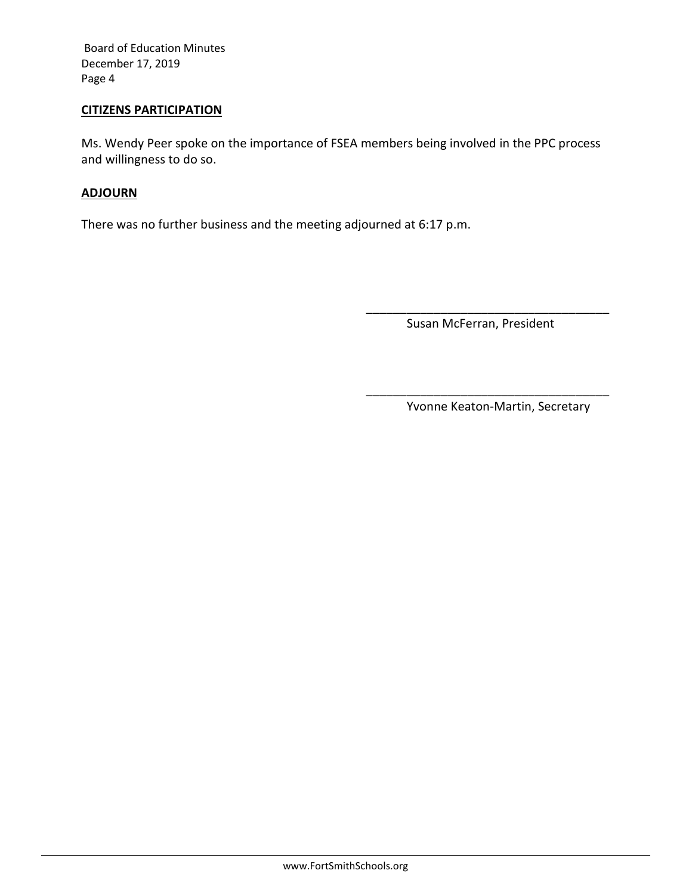**CITIZENS PARTICIPATION**

Ms. Wendy Peer spoke on the importance of FSEA members being involved in the PPC process and willingness to do so.

**ADJOURN**

There was no further business and the meeting adjourned at 6:17 p.m.

_____________________________________
Susan McFerran, President

_____________________________________
Yvonne Keaton-Martin, Secretary